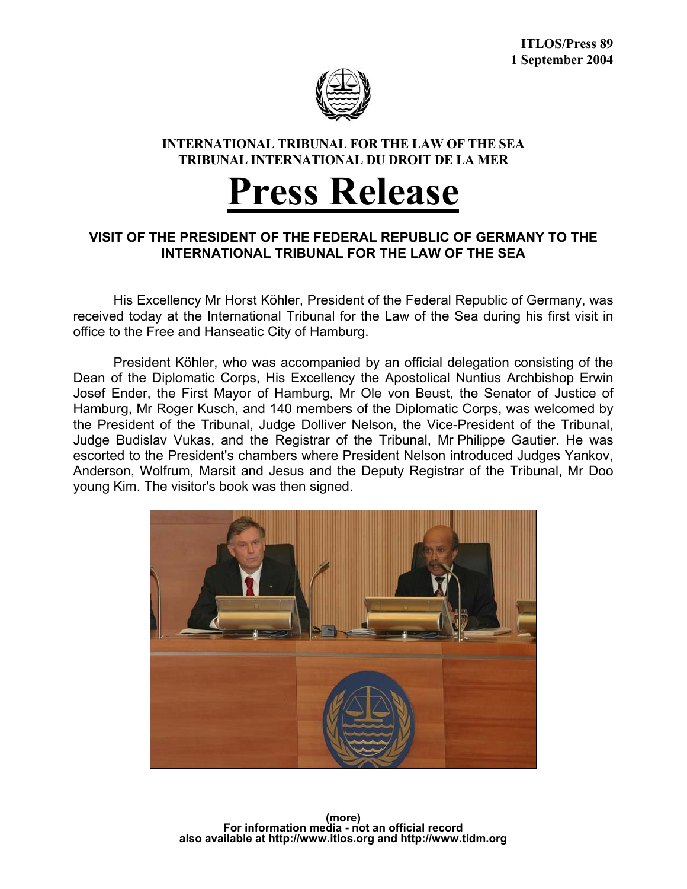**ITLOS/Press 89**
**1 September 2004**

**INTERNATIONAL TRIBUNAL FOR THE LAW OF THE SEA**
**TRIBUNAL INTERNATIONAL DU DROIT DE LA MER**

# Press Release

## VISIT OF THE PRESIDENT OF THE FEDERAL REPUBLIC OF GERMANY TO THE INTERNATIONAL TRIBUNAL FOR THE LAW OF THE SEA

His Excellency Mr Horst Köhler, President of the Federal Republic of Germany, was received today at the International Tribunal for the Law of the Sea during his first visit in office to the Free and Hanseatic City of Hamburg.

President Köhler, who was accompanied by an official delegation consisting of the Dean of the Diplomatic Corps, His Excellency the Apostolical Nuntius Archbishop Erwin Josef Ender, the First Mayor of Hamburg, Mr Ole von Beust, the Senator of Justice of Hamburg, Mr Roger Kusch, and 140 members of the Diplomatic Corps, was welcomed by the President of the Tribunal, Judge Dolliver Nelson, the Vice-President of the Tribunal, Judge Budislav Vukas, and the Registrar of the Tribunal, Mr Philippe Gautier. He was escorted to the President's chambers where President Nelson introduced Judges Yankov, Anderson, Wolfrum, Marsit and Jesus and the Deputy Registrar of the Tribunal, Mr Doo young Kim. The visitor's book was then signed.

**(more)**
**For information media - not an official record**
**also available at http://www.itlos.org and http://www.tidm.org**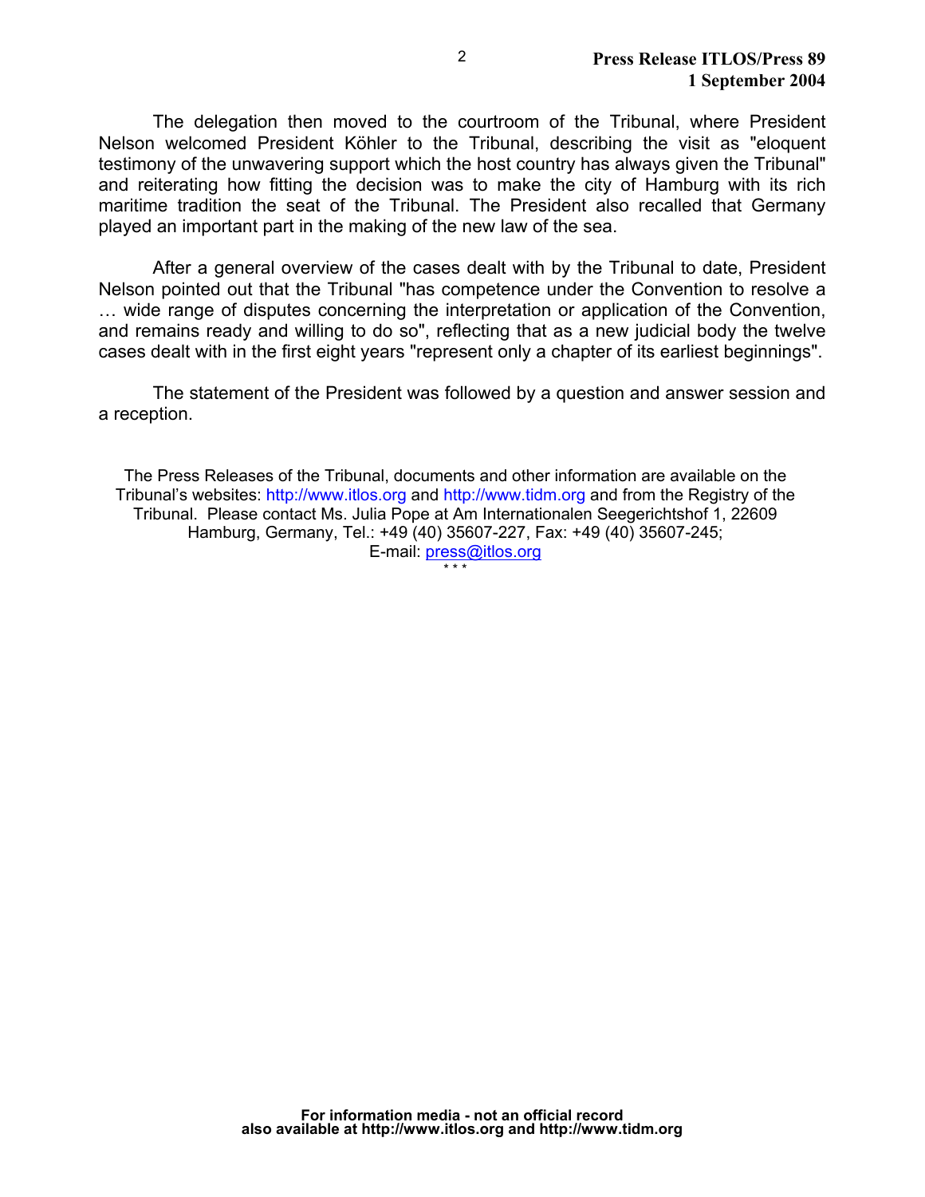The delegation then moved to the courtroom of the Tribunal, where President Nelson welcomed President Köhler to the Tribunal, describing the visit as "eloquent testimony of the unwavering support which the host country has always given the Tribunal" and reiterating how fitting the decision was to make the city of Hamburg with its rich maritime tradition the seat of the Tribunal. The President also recalled that Germany played an important part in the making of the new law of the sea.

After a general overview of the cases dealt with by the Tribunal to date, President Nelson pointed out that the Tribunal "has competence under the Convention to resolve a … wide range of disputes concerning the interpretation or application of the Convention, and remains ready and willing to do so", reflecting that as a new judicial body the twelve cases dealt with in the first eight years "represent only a chapter of its earliest beginnings".

The statement of the President was followed by a question and answer session and a reception.

The Press Releases of the Tribunal, documents and other information are available on the Tribunal's websites: http://www.itlos.org and http://www.tidm.org and from the Registry of the Tribunal. Please contact Ms. Julia Pope at Am Internationalen Seegerichtshof 1, 22609 Hamburg, Germany, Tel.: +49 (40) 35607-227, Fax: +49 (40) 35607-245; E-mail: press@itlos.org

\* \* \*

**For information media - not an official record**
**also available at http://www.itlos.org and http://www.tidm.org**